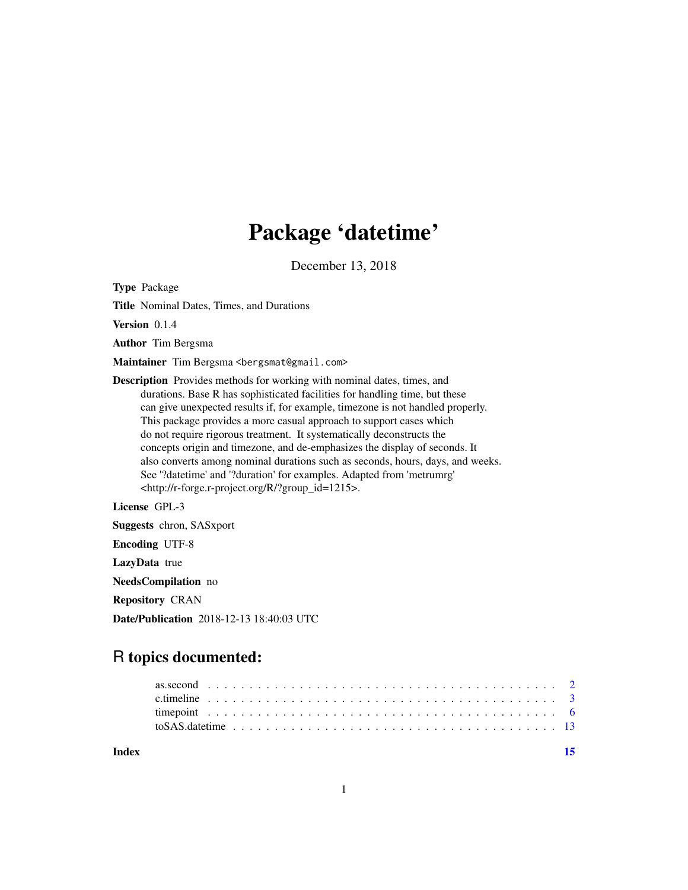# Package 'datetime'

December 13, 2018

**Type** Package

**Title** Nominal Dates, Times, and Durations

**Version** 0.1.4

**Author** Tim Bergsma

**Maintainer** Tim Bergsma <bergsmat@gmail.com>

**Description** Provides methods for working with nominal dates, times, and durations. Base R has sophisticated facilities for handling time, but these can give unexpected results if, for example, timezone is not handled properly. This package provides a more casual approach to support cases which do not require rigorous treatment. It systematically deconstructs the concepts origin and timezone, and de-emphasizes the display of seconds. It also converts among nominal durations such as seconds, hours, days, and weeks. See '?datetime' and '?duration' for examples. Adapted from 'metrumrg' <http://r-forge.r-project.org/R/?group_id=1215>.

**License** GPL-3

**Suggests** chron, SASxport

**Encoding** UTF-8

**LazyData** true

**NeedsCompilation** no

**Repository** CRAN

**Date/Publication** 2018-12-13 18:40:03 UTC

## R topics documented:

as.second . . . . . . . . . . . . . . . . . . . . . . . . . . . . . . . . . . . . . . . . . . 2
c.timeline . . . . . . . . . . . . . . . . . . . . . . . . . . . . . . . . . . . . . . . . . . 3
timepoint . . . . . . . . . . . . . . . . . . . . . . . . . . . . . . . . . . . . . . . . . . 6
toSAS.datetime . . . . . . . . . . . . . . . . . . . . . . . . . . . . . . . . . . . . . . . 13

**Index** **15**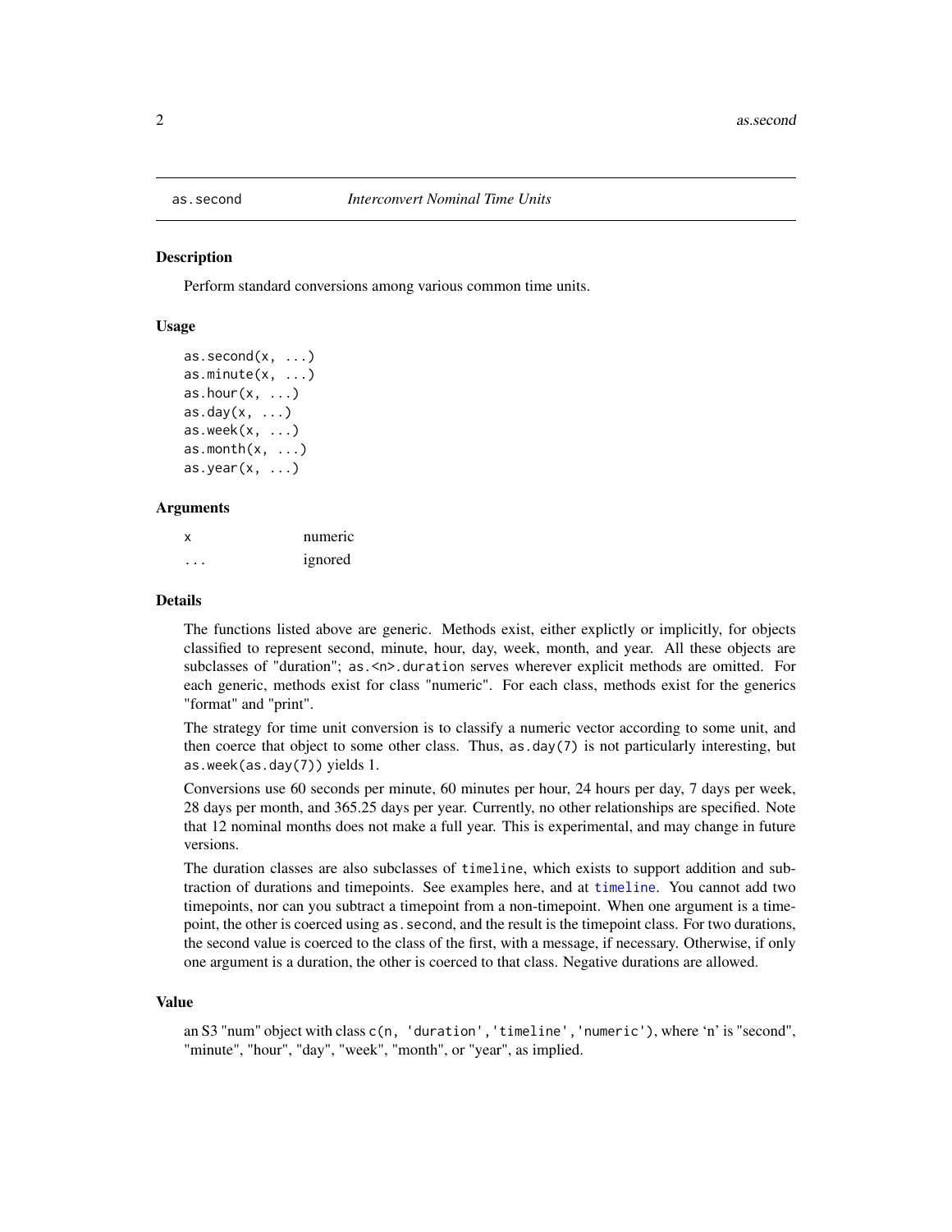# as.second *Interconvert Nominal Time Units*

## Description

Perform standard conversions among various common time units.

## Usage

```
as.second(x, ...)
as.minute(x, ...)
as.hour(x, ...)
as.day(x, ...)
as.week(x, ...)
as.month(x, ...)
as.year(x, ...)
```

## Arguments

| | |
|---|---|
| x | numeric |
| ... | ignored |

## Details

The functions listed above are generic. Methods exist, either explictly or implicitly, for objects classified to represent second, minute, hour, day, week, month, and year. All these objects are subclasses of "duration"; `as.<n>.duration` serves wherever explicit methods are omitted. For each generic, methods exist for class "numeric". For each class, methods exist for the generics "format" and "print".

The strategy for time unit conversion is to classify a numeric vector according to some unit, and then coerce that object to some other class. Thus, `as.day(7)` is not particularly interesting, but `as.week(as.day(7))` yields 1.

Conversions use 60 seconds per minute, 60 minutes per hour, 24 hours per day, 7 days per week, 28 days per month, and 365.25 days per year. Currently, no other relationships are specified. Note that 12 nominal months does not make a full year. This is experimental, and may change in future versions.

The duration classes are also subclasses of `timeline`, which exists to support addition and subtraction of durations and timepoints. See examples here, and at `timeline`. You cannot add two timepoints, nor can you subtract a timepoint from a non-timepoint. When one argument is a timepoint, the other is coerced using `as.second`, and the result is the timepoint class. For two durations, the second value is coerced to the class of the first, with a message, if necessary. Otherwise, if only one argument is a duration, the other is coerced to that class. Negative durations are allowed.

## Value

an S3 "num" object with class `c(n, 'duration','timeline','numeric')`, where 'n' is "second", "minute", "hour", "day", "week", "month", or "year", as implied.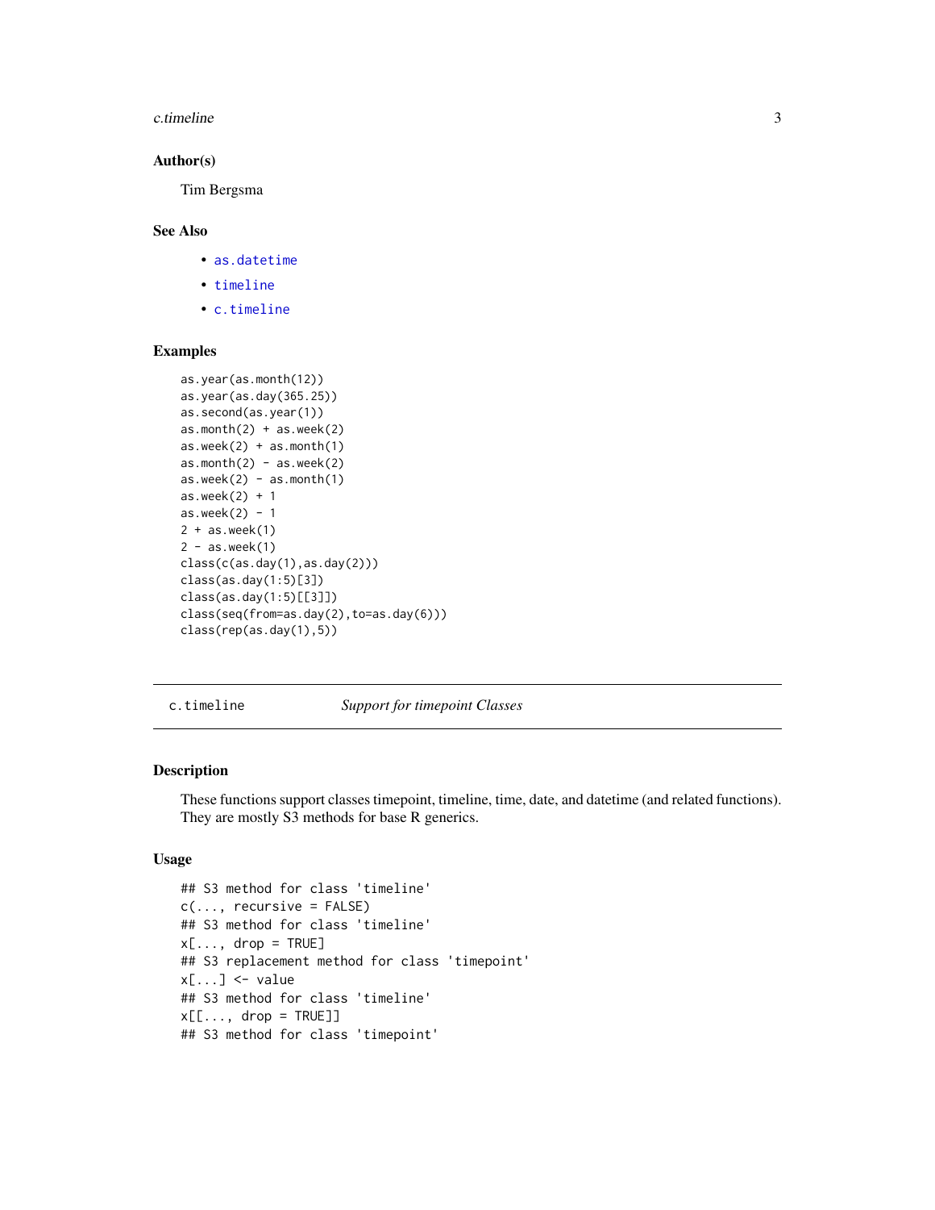### Author(s)

Tim Bergsma

### See Also

- as.datetime
- timeline
- c.timeline

### Examples

```
as.year(as.month(12))
as.year(as.day(365.25))
as.second(as.year(1))
as.month(2) + as.week(2)
as.week(2) + as.month(1)
as.month(2) - as.week(2)
as.week(2) - as.month(1)
as.week(2) + 1
as.week(2) - 1
2 + as.week(1)
2 - as.week(1)
class(c(as.day(1),as.day(2)))
class(as.day(1:5)[3])
class(as.day(1:5)[[3]])
class(seq(from=as.day(2),to=as.day(6)))
class(rep(as.day(1),5))
```

---

## c.timeline — *Support for timepoint Classes*

### Description

These functions support classes timepoint, timeline, time, date, and datetime (and related functions). They are mostly S3 methods for base R generics.

### Usage

```
## S3 method for class 'timeline'
c(..., recursive = FALSE)
## S3 method for class 'timeline'
x[..., drop = TRUE]
## S3 replacement method for class 'timepoint'
x[...] <- value
## S3 method for class 'timeline'
x[[..., drop = TRUE]]
## S3 method for class 'timepoint'
```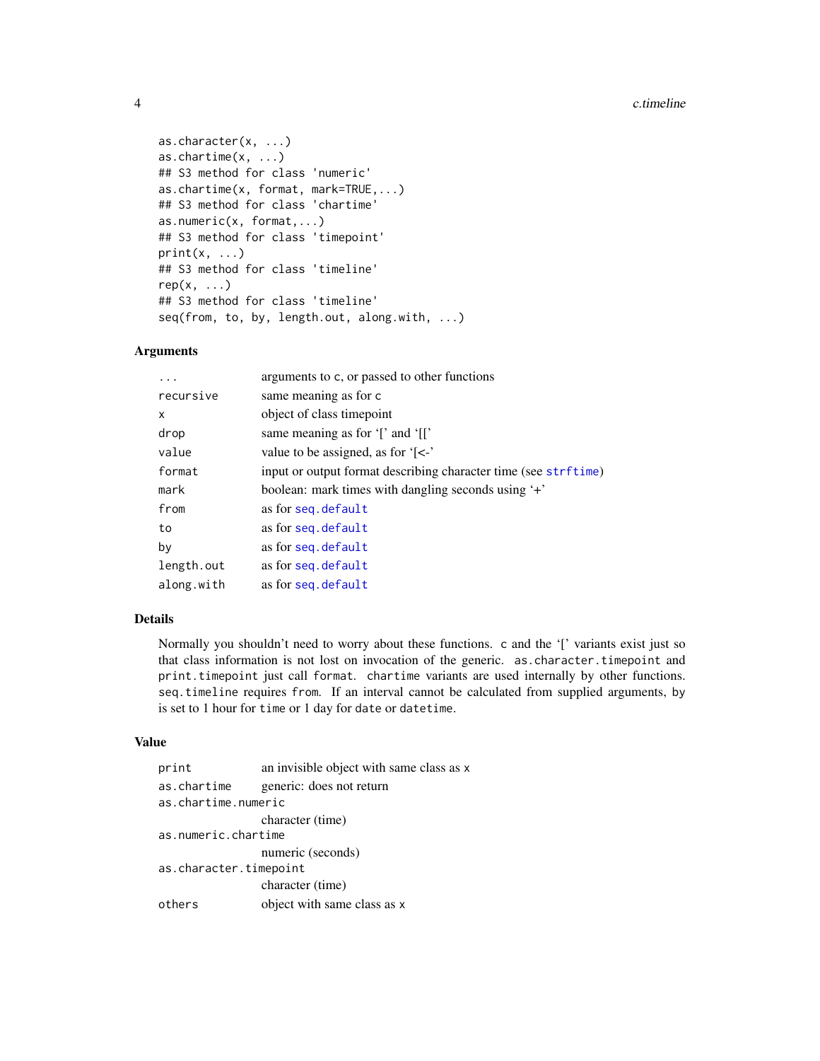```
as.character(x, ...)
as.chartime(x, ...)
## S3 method for class 'numeric'
as.chartime(x, format, mark=TRUE,...)
## S3 method for class 'chartime'
as.numeric(x, format,...)
## S3 method for class 'timepoint'
print(x, ...)
## S3 method for class 'timeline'
rep(x, ...)
## S3 method for class 'timeline'
seq(from, to, by, length.out, along.with, ...)
```

### Arguments

| | |
|---|---|
| `...` | arguments to `c`, or passed to other functions |
| `recursive` | same meaning as for `c` |
| `x` | object of class timepoint |
| `drop` | same meaning as for '[' and '[[' |
| `value` | value to be assigned, as for '[<-' |
| `format` | input or output format describing character time (see `strftime`) |
| `mark` | boolean: mark times with dangling seconds using '+' |
| `from` | as for `seq.default` |
| `to` | as for `seq.default` |
| `by` | as for `seq.default` |
| `length.out` | as for `seq.default` |
| `along.with` | as for `seq.default` |

### Details

Normally you shouldn't need to worry about these functions. `c` and the '[' variants exist just so that class information is not lost on invocation of the generic. `as.character.timepoint` and `print.timepoint` just call `format`. `chartime` variants are used internally by other functions. `seq.timeline` requires `from`. If an interval cannot be calculated from supplied arguments, `by` is set to 1 hour for `time` or 1 day for `date` or `datetime`.

### Value

| | |
|---|---|
| `print` | an invisible object with same class as `x` |
| `as.chartime` | generic: does not return |
| `as.chartime.numeric` | character (time) |
| `as.numeric.chartime` | numeric (seconds) |
| `as.character.timepoint` | character (time) |
| `others` | object with same class as `x` |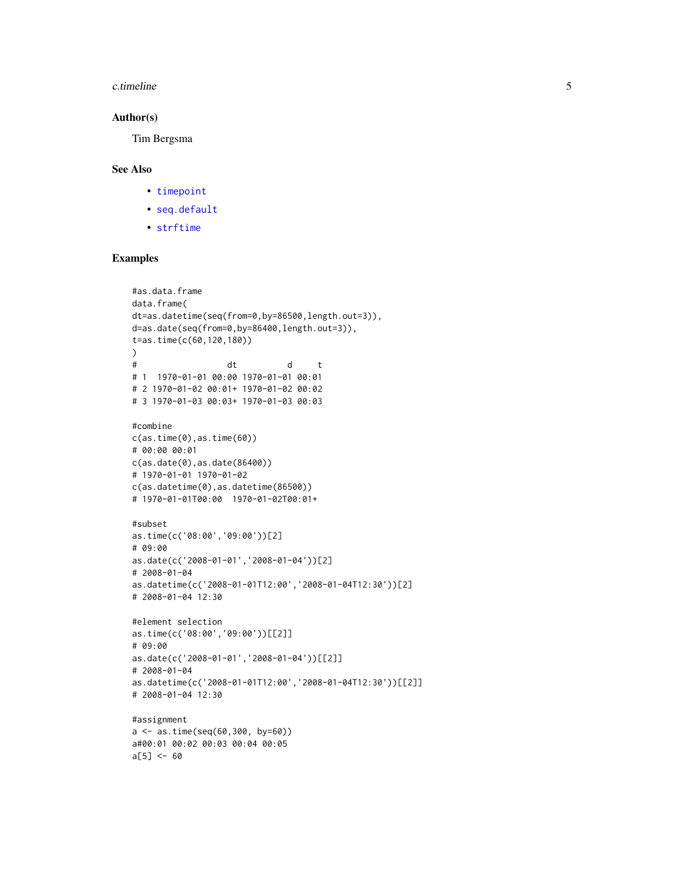### Author(s)

Tim Bergsma

### See Also

- timepoint
- seq.default
- strftime

### Examples

```
#as.data.frame
data.frame(
dt=as.datetime(seq(from=0,by=86500,length.out=3)),
d=as.date(seq(from=0,by=86400,length.out=3)),
t=as.time(c(60,120,180))
)
#                  dt          d     t
# 1  1970-01-01 00:00 1970-01-01 00:01
# 2 1970-01-02 00:01+ 1970-01-02 00:02
# 3 1970-01-03 00:03+ 1970-01-03 00:03

#combine
c(as.time(0),as.time(60))
# 00:00 00:01
c(as.date(0),as.date(86400))
# 1970-01-01 1970-01-02
c(as.datetime(0),as.datetime(86500))
# 1970-01-01T00:00  1970-01-02T00:01+

#subset
as.time(c('08:00','09:00'))[2]
# 09:00
as.date(c('2008-01-01','2008-01-04'))[2]
# 2008-01-04
as.datetime(c('2008-01-01T12:00','2008-01-04T12:30'))[2]
# 2008-01-04 12:30

#element selection
as.time(c('08:00','09:00'))[[2]]
# 09:00
as.date(c('2008-01-01','2008-01-04'))[[2]]
# 2008-01-04
as.datetime(c('2008-01-01T12:00','2008-01-04T12:30'))[[2]]
# 2008-01-04 12:30

#assignment
a <- as.time(seq(60,300, by=60))
a#00:01 00:02 00:03 00:04 00:05
a[5] <- 60
```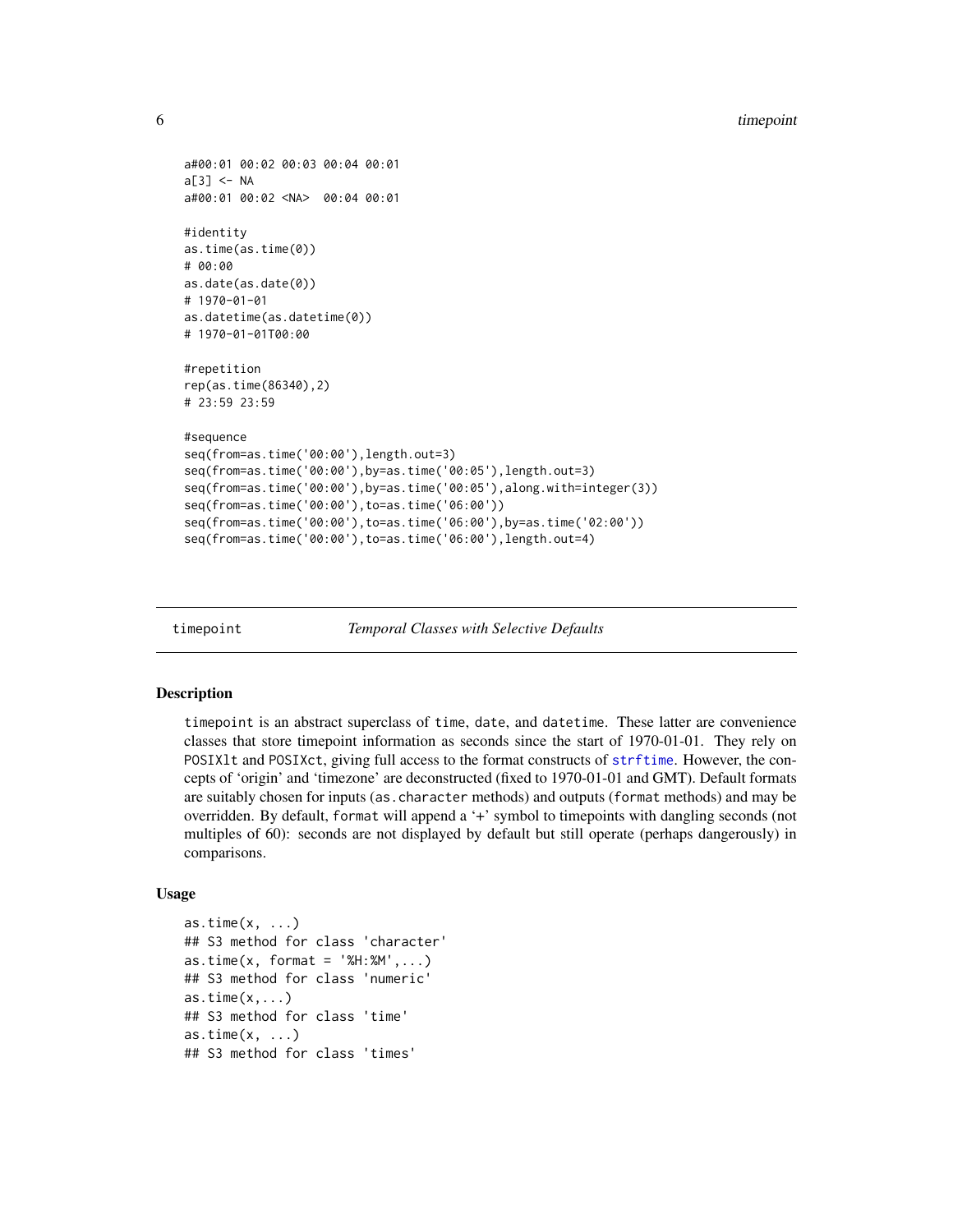```
a#00:01 00:02 00:03 00:04 00:01
a[3] <- NA
a#00:01 00:02 <NA>  00:04 00:01

#identity
as.time(as.time(0))
# 00:00
as.date(as.date(0))
# 1970-01-01
as.datetime(as.datetime(0))
# 1970-01-01T00:00

#repetition
rep(as.time(86340),2)
# 23:59 23:59

#sequence
seq(from=as.time('00:00'),length.out=3)
seq(from=as.time('00:00'),by=as.time('00:05'),length.out=3)
seq(from=as.time('00:00'),by=as.time('00:05'),along.with=integer(3))
seq(from=as.time('00:00'),to=as.time('06:00'))
seq(from=as.time('00:00'),to=as.time('06:00'),by=as.time('02:00'))
seq(from=as.time('00:00'),to=as.time('06:00'),length.out=4)
```

---

`timepoint` *Temporal Classes with Selective Defaults*

---

## Description

timepoint is an abstract superclass of time, date, and datetime. These latter are convenience classes that store timepoint information as seconds since the start of 1970-01-01. They rely on POSIXlt and POSIXct, giving full access to the format constructs of strftime. However, the concepts of 'origin' and 'timezone' are deconstructed (fixed to 1970-01-01 and GMT). Default formats are suitably chosen for inputs (as.character methods) and outputs (format methods) and may be overridden. By default, format will append a '+' symbol to timepoints with dangling seconds (not multiples of 60): seconds are not displayed by default but still operate (perhaps dangerously) in comparisons.

## Usage

```
as.time(x, ...)
## S3 method for class 'character'
as.time(x, format = '%H:%M',...)
## S3 method for class 'numeric'
as.time(x,...)
## S3 method for class 'time'
as.time(x, ...)
## S3 method for class 'times'
```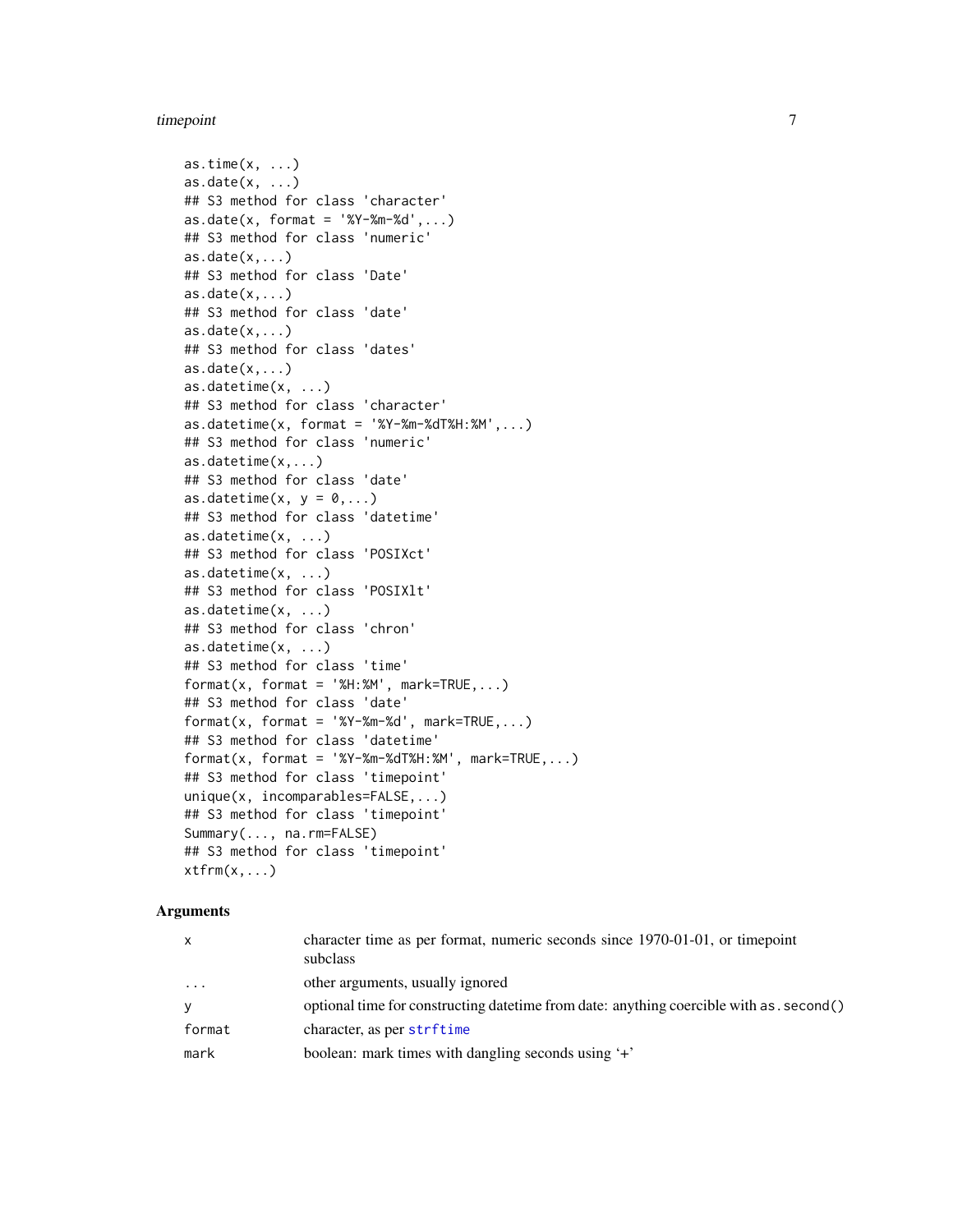```
as.time(x, ...)
as.date(x, ...)
## S3 method for class 'character'
as.date(x, format = '%Y-%m-%d',...)
## S3 method for class 'numeric'
as.date(x,...)
## S3 method for class 'Date'
as.date(x,...)
## S3 method for class 'date'
as.date(x,...)
## S3 method for class 'dates'
as.date(x,...)
as.datetime(x, ...)
## S3 method for class 'character'
as.datetime(x, format = '%Y-%m-%dT%H:%M',...)
## S3 method for class 'numeric'
as.datetime(x,...)
## S3 method for class 'date'
as.datetime(x, y = 0,...)
## S3 method for class 'datetime'
as.datetime(x, ...)
## S3 method for class 'POSIXct'
as.datetime(x, ...)
## S3 method for class 'POSIXlt'
as.datetime(x, ...)
## S3 method for class 'chron'
as.datetime(x, ...)
## S3 method for class 'time'
format(x, format = '%H:%M', mark=TRUE,...)
## S3 method for class 'date'
format(x, format = '%Y-%m-%d', mark=TRUE,...)
## S3 method for class 'datetime'
format(x, format = '%Y-%m-%dT%H:%M', mark=TRUE,...)
## S3 method for class 'timepoint'
unique(x, incomparables=FALSE,...)
## S3 method for class 'timepoint'
Summary(..., na.rm=FALSE)
## S3 method for class 'timepoint'
xtfrm(x,...)
```

## Arguments

| | |
|---|---|
| x | character time as per format, numeric seconds since 1970-01-01, or timepoint subclass |
| ... | other arguments, usually ignored |
| y | optional time for constructing datetime from date: anything coercible with `as.second()` |
| format | character, as per strftime |
| mark | boolean: mark times with dangling seconds using '+' |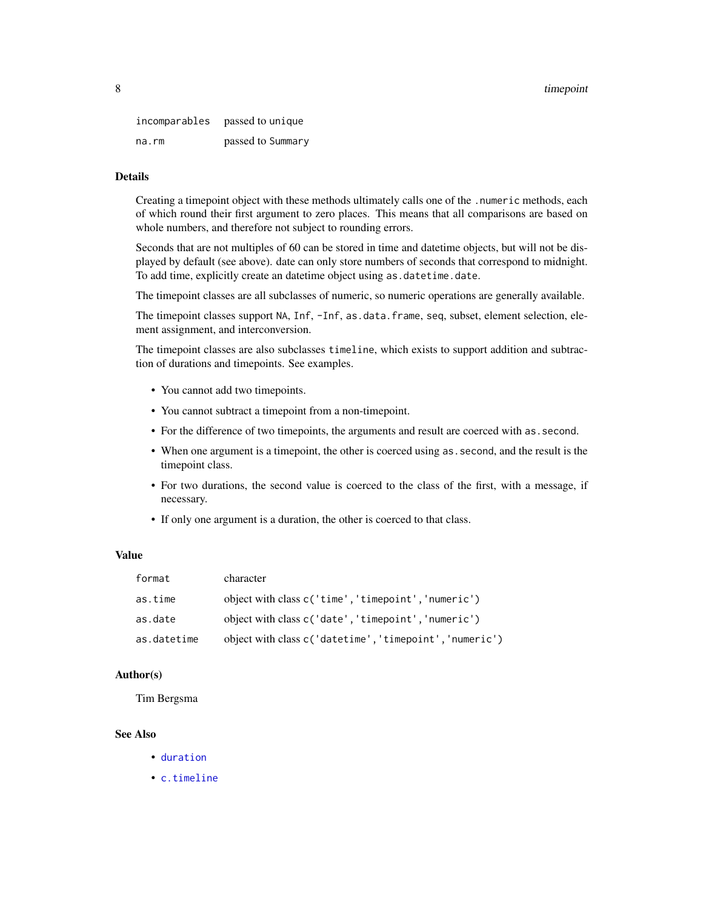| | |
|---|---|
| incomparables | passed to unique |
| na.rm | passed to Summary |

## Details

Creating a timepoint object with these methods ultimately calls one of the `.numeric` methods, each of which round their first argument to zero places. This means that all comparisons are based on whole numbers, and therefore not subject to rounding errors.

Seconds that are not multiples of 60 can be stored in time and datetime objects, but will not be displayed by default (see above). date can only store numbers of seconds that correspond to midnight. To add time, explicitly create an datetime object using `as.datetime.date`.

The timepoint classes are all subclasses of numeric, so numeric operations are generally available.

The timepoint classes support `NA`, `Inf`, `-Inf`, `as.data.frame`, `seq`, subset, element selection, element assignment, and interconversion.

The timepoint classes are also subclasses `timeline`, which exists to support addition and subtraction of durations and timepoints. See examples.

- You cannot add two timepoints.
- You cannot subtract a timepoint from a non-timepoint.
- For the difference of two timepoints, the arguments and result are coerced with `as.second`.
- When one argument is a timepoint, the other is coerced using `as.second`, and the result is the timepoint class.
- For two durations, the second value is coerced to the class of the first, with a message, if necessary.
- If only one argument is a duration, the other is coerced to that class.

## Value

| | |
|---|---|
| format | character |
| as.time | object with class `c('time','timepoint','numeric')` |
| as.date | object with class `c('date','timepoint','numeric')` |
| as.datetime | object with class `c('datetime','timepoint','numeric')` |

## Author(s)

Tim Bergsma

## See Also

- `duration`
- `c.timeline`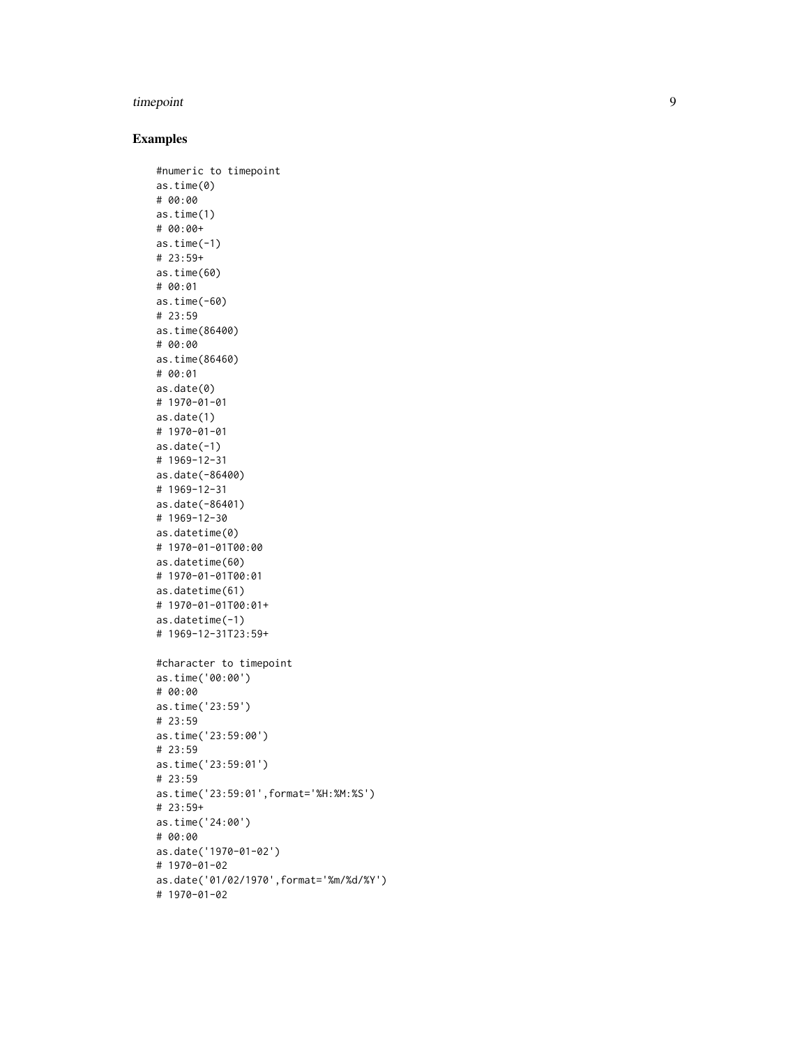## Examples

```
#numeric to timepoint
as.time(0)
# 00:00
as.time(1)
# 00:00+
as.time(-1)
# 23:59+
as.time(60)
# 00:01
as.time(-60)
# 23:59
as.time(86400)
# 00:00
as.time(86460)
# 00:01
as.date(0)
# 1970-01-01
as.date(1)
# 1970-01-01
as.date(-1)
# 1969-12-31
as.date(-86400)
# 1969-12-31
as.date(-86401)
# 1969-12-30
as.datetime(0)
# 1970-01-01T00:00
as.datetime(60)
# 1970-01-01T00:01
as.datetime(61)
# 1970-01-01T00:01+
as.datetime(-1)
# 1969-12-31T23:59+

#character to timepoint
as.time('00:00')
# 00:00
as.time('23:59')
# 23:59
as.time('23:59:00')
# 23:59
as.time('23:59:01')
# 23:59
as.time('23:59:01',format='%H:%M:%S')
# 23:59+
as.time('24:00')
# 00:00
as.date('1970-01-02')
# 1970-01-02
as.date('01/02/1970',format='%m/%d/%Y')
# 1970-01-02
```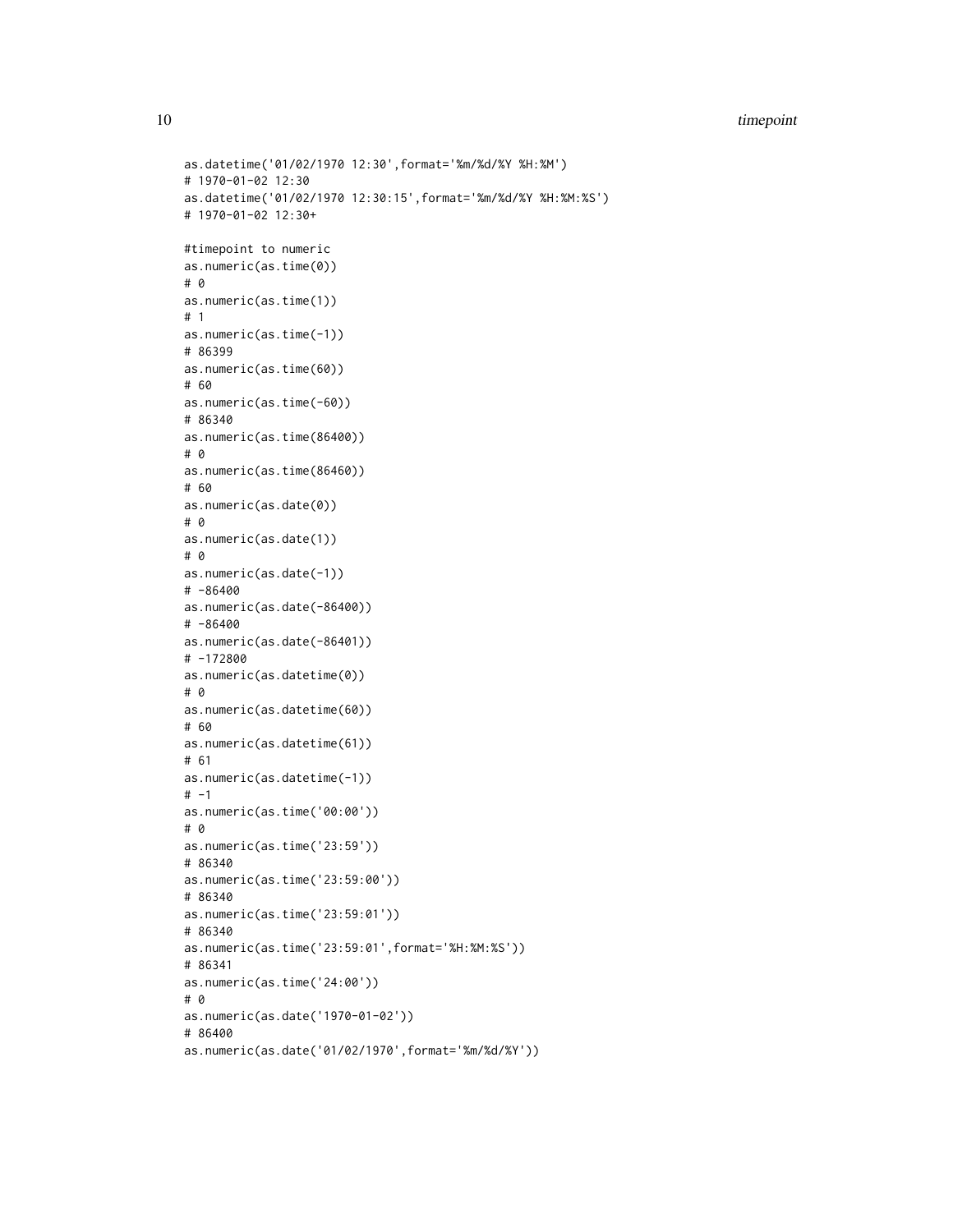```
as.datetime('01/02/1970 12:30',format='%m/%d/%Y %H:%M')
# 1970-01-02 12:30
as.datetime('01/02/1970 12:30:15',format='%m/%d/%Y %H:%M:%S')
# 1970-01-02 12:30+

#timepoint to numeric
as.numeric(as.time(0))
# 0
as.numeric(as.time(1))
# 1
as.numeric(as.time(-1))
# 86399
as.numeric(as.time(60))
# 60
as.numeric(as.time(-60))
# 86340
as.numeric(as.time(86400))
# 0
as.numeric(as.time(86460))
# 60
as.numeric(as.date(0))
# 0
as.numeric(as.date(1))
# 0
as.numeric(as.date(-1))
# -86400
as.numeric(as.date(-86400))
# -86400
as.numeric(as.date(-86401))
# -172800
as.numeric(as.datetime(0))
# 0
as.numeric(as.datetime(60))
# 60
as.numeric(as.datetime(61))
# 61
as.numeric(as.datetime(-1))
# -1
as.numeric(as.time('00:00'))
# 0
as.numeric(as.time('23:59'))
# 86340
as.numeric(as.time('23:59:00'))
# 86340
as.numeric(as.time('23:59:01'))
# 86340
as.numeric(as.time('23:59:01',format='%H:%M:%S'))
# 86341
as.numeric(as.time('24:00'))
# 0
as.numeric(as.date('1970-01-02'))
# 86400
as.numeric(as.date('01/02/1970',format='%m/%d/%Y'))
```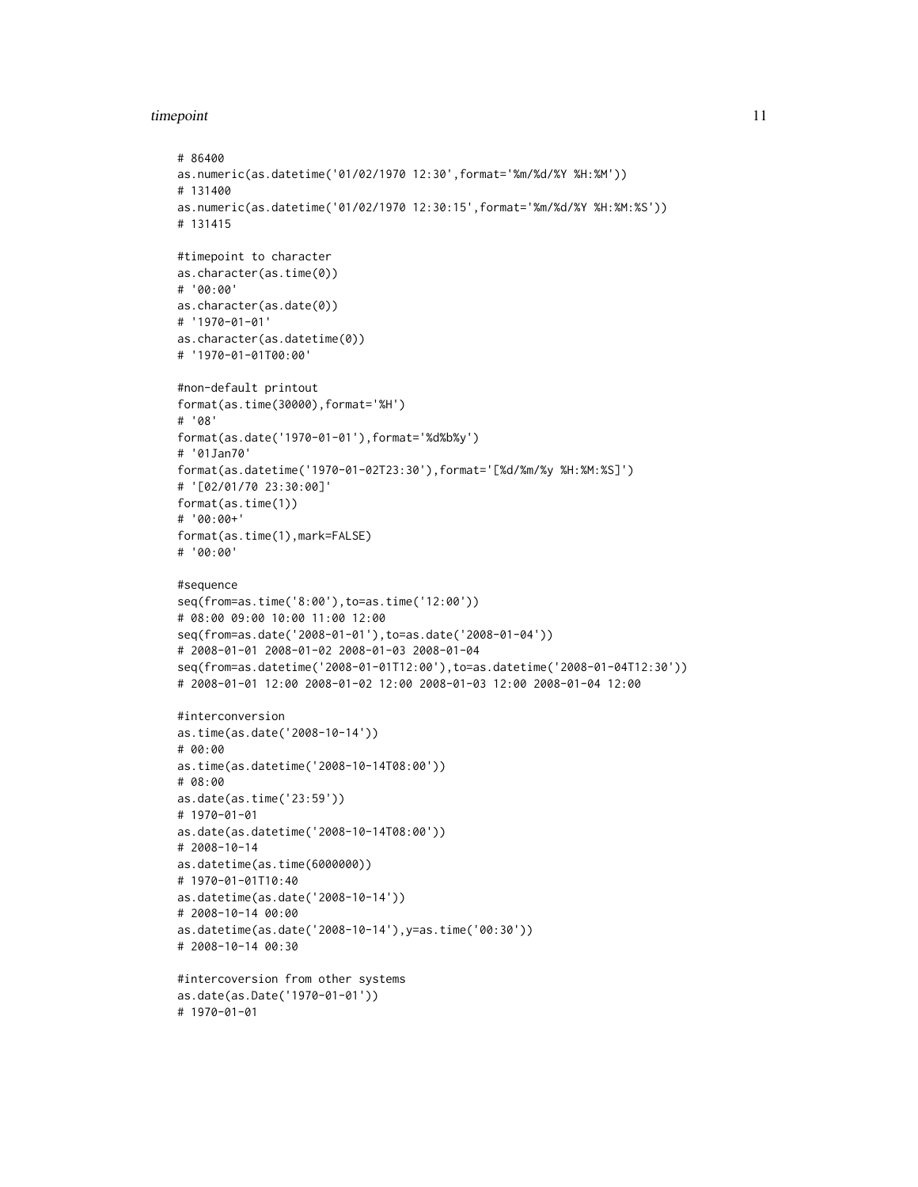```
# 86400
as.numeric(as.datetime('01/02/1970 12:30',format='%m/%d/%Y %H:%M'))
# 131400
as.numeric(as.datetime('01/02/1970 12:30:15',format='%m/%d/%Y %H:%M:%S'))
# 131415

#timepoint to character
as.character(as.time(0))
# '00:00'
as.character(as.date(0))
# '1970-01-01'
as.character(as.datetime(0))
# '1970-01-01T00:00'

#non-default printout
format(as.time(30000),format='%H')
# '08'
format(as.date('1970-01-01'),format='%d%b%y')
# '01Jan70'
format(as.datetime('1970-01-02T23:30'),format='[%d/%m/%y %H:%M:%S]')
# '[02/01/70 23:30:00]'
format(as.time(1))
# '00:00+'
format(as.time(1),mark=FALSE)
# '00:00'

#sequence
seq(from=as.time('8:00'),to=as.time('12:00'))
# 08:00 09:00 10:00 11:00 12:00
seq(from=as.date('2008-01-01'),to=as.date('2008-01-04'))
# 2008-01-01 2008-01-02 2008-01-03 2008-01-04
seq(from=as.datetime('2008-01-01T12:00'),to=as.datetime('2008-01-04T12:30'))
# 2008-01-01 12:00 2008-01-02 12:00 2008-01-03 12:00 2008-01-04 12:00

#interconversion
as.time(as.date('2008-10-14'))
# 00:00
as.time(as.datetime('2008-10-14T08:00'))
# 08:00
as.date(as.time('23:59'))
# 1970-01-01
as.date(as.datetime('2008-10-14T08:00'))
# 2008-10-14
as.datetime(as.time(6000000))
# 1970-01-01T10:40
as.datetime(as.date('2008-10-14'))
# 2008-10-14 00:00
as.datetime(as.date('2008-10-14'),y=as.time('00:30'))
# 2008-10-14 00:30

#intercoversion from other systems
as.date(as.Date('1970-01-01'))
# 1970-01-01
```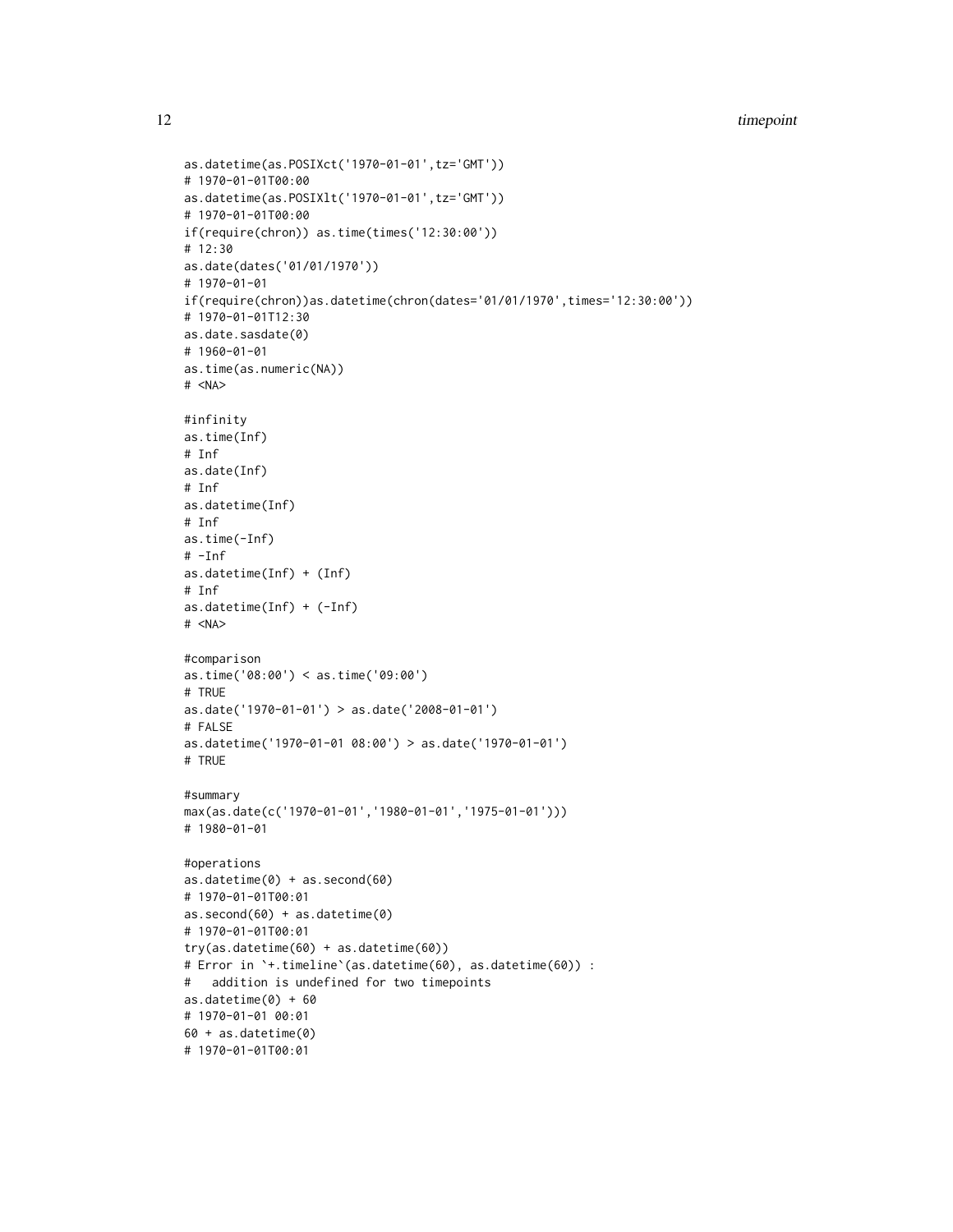```
as.datetime(as.POSIXct('1970-01-01',tz='GMT'))
# 1970-01-01T00:00
as.datetime(as.POSIXlt('1970-01-01',tz='GMT'))
# 1970-01-01T00:00
if(require(chron)) as.time(times('12:30:00'))
# 12:30
as.date(dates('01/01/1970'))
# 1970-01-01
if(require(chron))as.datetime(chron(dates='01/01/1970',times='12:30:00'))
# 1970-01-01T12:30
as.date.sasdate(0)
# 1960-01-01
as.time(as.numeric(NA))
# <NA>

#infinity
as.time(Inf)
# Inf
as.date(Inf)
# Inf
as.datetime(Inf)
# Inf
as.time(-Inf)
# -Inf
as.datetime(Inf) + (Inf)
# Inf
as.datetime(Inf) + (-Inf)
# <NA>

#comparison
as.time('08:00') < as.time('09:00')
# TRUE
as.date('1970-01-01') > as.date('2008-01-01')
# FALSE
as.datetime('1970-01-01 08:00') > as.date('1970-01-01')
# TRUE

#summary
max(as.date(c('1970-01-01','1980-01-01','1975-01-01')))
# 1980-01-01

#operations
as.datetime(0) + as.second(60)
# 1970-01-01T00:01
as.second(60) + as.datetime(0)
# 1970-01-01T00:01
try(as.datetime(60) + as.datetime(60))
# Error in `+.timeline`(as.datetime(60), as.datetime(60)) :
#   addition is undefined for two timepoints
as.datetime(0) + 60
# 1970-01-01 00:01
60 + as.datetime(0)
# 1970-01-01T00:01
```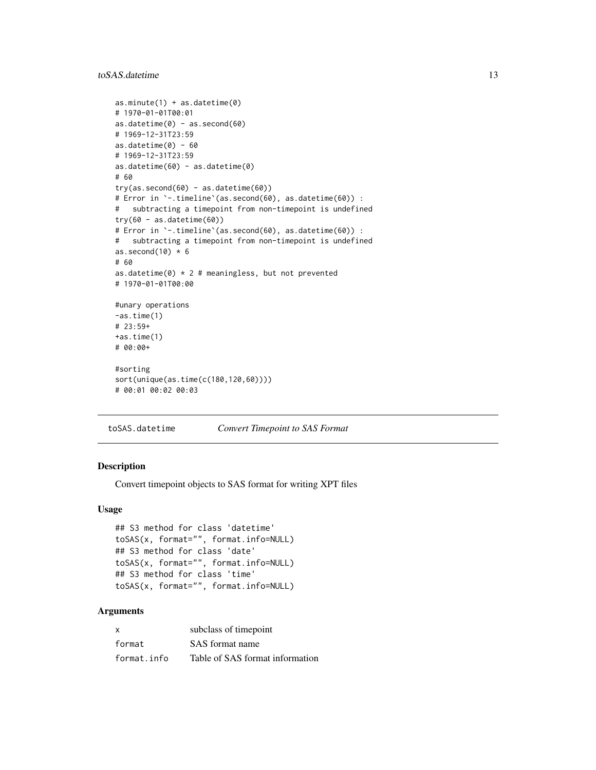```
as.minute(1) + as.datetime(0)
# 1970-01-01T00:01
as.datetime(0) - as.second(60)
# 1969-12-31T23:59
as.datetime(0) - 60
# 1969-12-31T23:59
as.datetime(60) - as.datetime(0)
# 60
try(as.second(60) - as.datetime(60))
# Error in `-.timeline`(as.second(60), as.datetime(60)) :
#   subtracting a timepoint from non-timepoint is undefined
try(60 - as.datetime(60))
# Error in `-.timeline`(as.second(60), as.datetime(60)) :
#   subtracting a timepoint from non-timepoint is undefined
as.second(10) * 6
# 60
as.datetime(0) * 2 # meaningless, but not prevented
# 1970-01-01T00:00

#unary operations
-as.time(1)
# 23:59+
+as.time(1)
# 00:00+

#sorting
sort(unique(as.time(c(180,120,60))))
# 00:01 00:02 00:03
```

## toSAS.datetime *Convert Timepoint to SAS Format*

### Description

Convert timepoint objects to SAS format for writing XPT files

### Usage

```
## S3 method for class 'datetime'
toSAS(x, format="", format.info=NULL)
## S3 method for class 'date'
toSAS(x, format="", format.info=NULL)
## S3 method for class 'time'
toSAS(x, format="", format.info=NULL)
```

### Arguments

| | |
|---|---|
| x | subclass of timepoint |
| format | SAS format name |
| format.info | Table of SAS format information |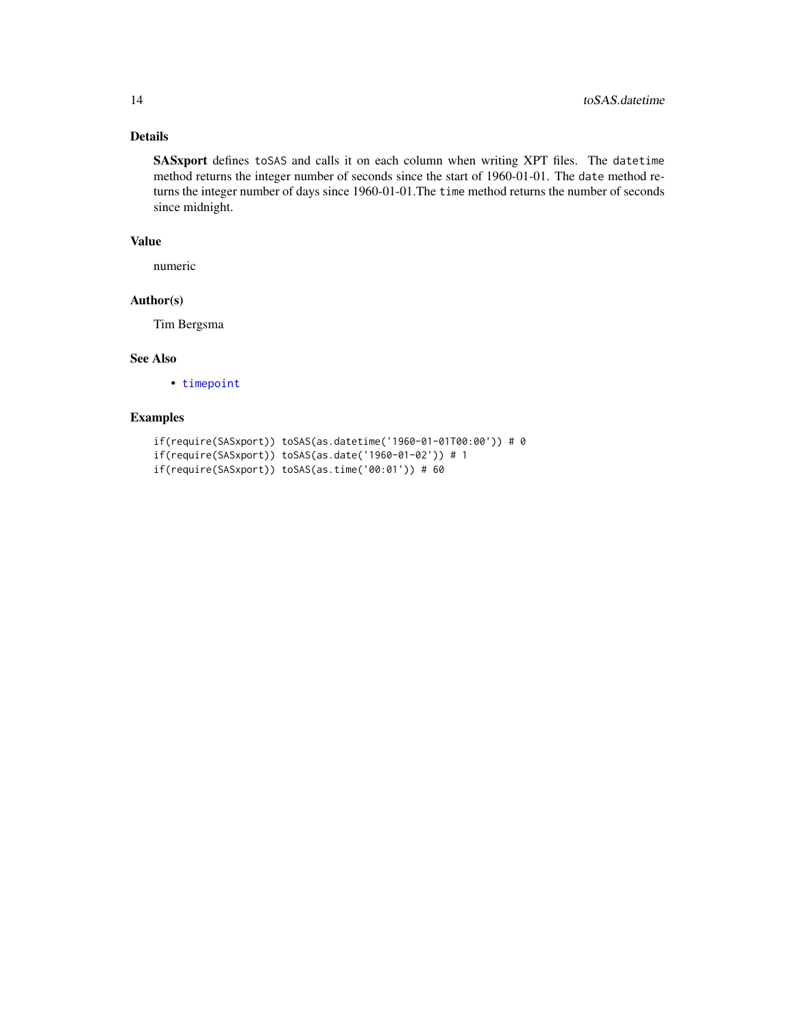## Details

**SASxport** defines toSAS and calls it on each column when writing XPT files. The datetime method returns the integer number of seconds since the start of 1960-01-01. The date method returns the integer number of days since 1960-01-01.The time method returns the number of seconds since midnight.

## Value

numeric

## Author(s)

Tim Bergsma

## See Also

- timepoint

## Examples

```
if(require(SASxport)) toSAS(as.datetime('1960-01-01T00:00')) # 0
if(require(SASxport)) toSAS(as.date('1960-01-02')) # 1
if(require(SASxport)) toSAS(as.time('00:01')) # 60
```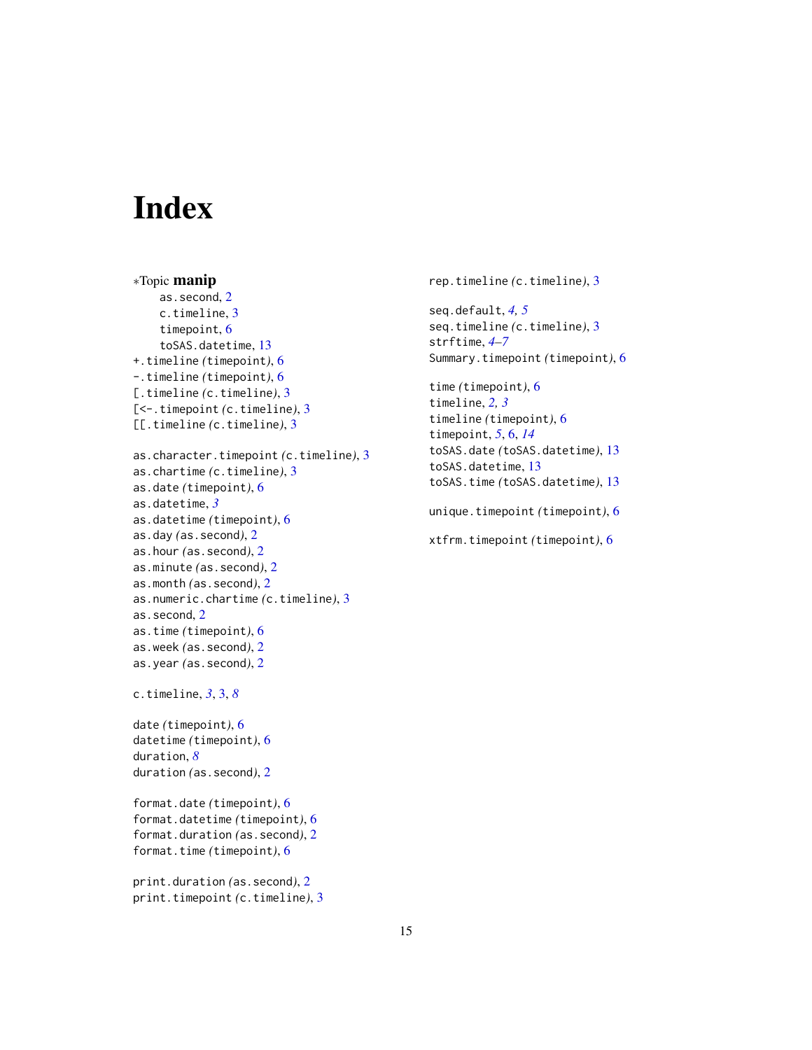# Index

∗Topic **manip**

- as.second, 2
- c.timeline, 3
- timepoint, 6
- toSAS.datetime, 13

+.timeline *(*timepoint*)*, 6
-.timeline *(*timepoint*)*, 6
[.timeline *(*c.timeline*)*, 3
[<-.timepoint *(*c.timeline*)*, 3
[[.timeline *(*c.timeline*)*, 3

as.character.timepoint *(*c.timeline*)*, 3
as.chartime *(*c.timeline*)*, 3
as.date *(*timepoint*)*, 6
as.datetime, *3*
as.datetime *(*timepoint*)*, 6
as.day *(*as.second*)*, 2
as.hour *(*as.second*)*, 2
as.minute *(*as.second*)*, 2
as.month *(*as.second*)*, 2
as.numeric.chartime *(*c.timeline*)*, 3
as.second, 2
as.time *(*timepoint*)*, 6
as.week *(*as.second*)*, 2
as.year *(*as.second*)*, 2

c.timeline, *3*, 3, *8*

date *(*timepoint*)*, 6
datetime *(*timepoint*)*, 6
duration, *8*
duration *(*as.second*)*, 2

format.date *(*timepoint*)*, 6
format.datetime *(*timepoint*)*, 6
format.duration *(*as.second*)*, 2
format.time *(*timepoint*)*, 6

print.duration *(*as.second*)*, 2
print.timepoint *(*c.timeline*)*, 3

rep.timeline *(*c.timeline*)*, 3

seq.default, *4, 5*
seq.timeline *(*c.timeline*)*, 3
strftime, *4–7*
Summary.timepoint *(*timepoint*)*, 6

time *(*timepoint*)*, 6
timeline, *2, 3*
timeline *(*timepoint*)*, 6
timepoint, *5*, 6, *14*
toSAS.date *(*toSAS.datetime*)*, 13
toSAS.datetime, 13
toSAS.time *(*toSAS.datetime*)*, 13

unique.timepoint *(*timepoint*)*, 6

xtfrm.timepoint *(*timepoint*)*, 6